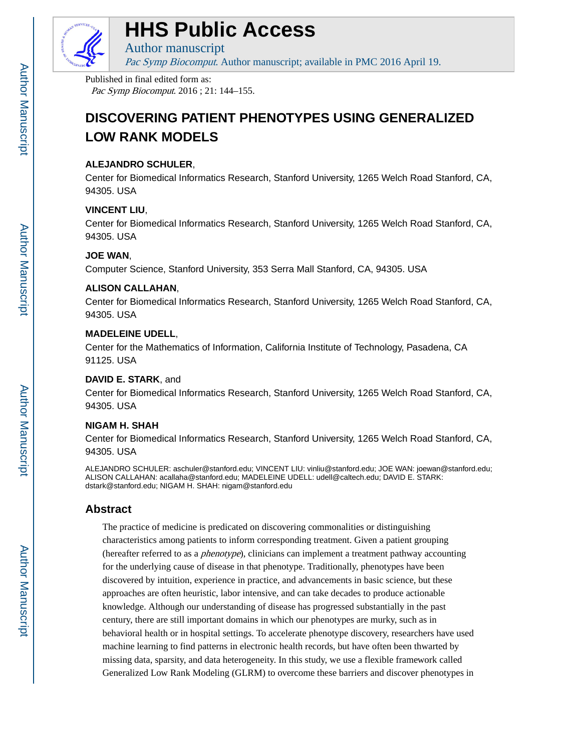# HHS Public Access

Author manuscript

*Pac Symp Biocomput*. Author manuscript; available in PMC 2016 April 19.

Published in final edited form as:

*Pac Symp Biocomput*. 2016 ; 21: 144–155.

# DISCOVERING PATIENT PHENOTYPES USING GENERALIZED LOW RANK MODELS

**ALEJANDRO SCHULER**,

Center for Biomedical Informatics Research, Stanford University, 1265 Welch Road Stanford, CA, 94305. USA

**VINCENT LIU**,

Center for Biomedical Informatics Research, Stanford University, 1265 Welch Road Stanford, CA, 94305. USA

**JOE WAN**,

Computer Science, Stanford University, 353 Serra Mall Stanford, CA, 94305. USA

**ALISON CALLAHAN**,

Center for Biomedical Informatics Research, Stanford University, 1265 Welch Road Stanford, CA, 94305. USA

**MADELEINE UDELL**,

Center for the Mathematics of Information, California Institute of Technology, Pasadena, CA 91125. USA

**DAVID E. STARK**, and

Center for Biomedical Informatics Research, Stanford University, 1265 Welch Road Stanford, CA, 94305. USA

**NIGAM H. SHAH**

Center for Biomedical Informatics Research, Stanford University, 1265 Welch Road Stanford, CA, 94305. USA

ALEJANDRO SCHULER: aschuler@stanford.edu; VINCENT LIU: vinliu@stanford.edu; JOE WAN: joewan@stanford.edu; ALISON CALLAHAN: acallaha@stanford.edu; MADELEINE UDELL: udell@caltech.edu; DAVID E. STARK: dstark@stanford.edu; NIGAM H. SHAH: nigam@stanford.edu

## Abstract

The practice of medicine is predicated on discovering commonalities or distinguishing characteristics among patients to inform corresponding treatment. Given a patient grouping (hereafter referred to as a *phenotype*), clinicians can implement a treatment pathway accounting for the underlying cause of disease in that phenotype. Traditionally, phenotypes have been discovered by intuition, experience in practice, and advancements in basic science, but these approaches are often heuristic, labor intensive, and can take decades to produce actionable knowledge. Although our understanding of disease has progressed substantially in the past century, there are still important domains in which our phenotypes are murky, such as in behavioral health or in hospital settings. To accelerate phenotype discovery, researchers have used machine learning to find patterns in electronic health records, but have often been thwarted by missing data, sparsity, and data heterogeneity. In this study, we use a flexible framework called Generalized Low Rank Modeling (GLRM) to overcome these barriers and discover phenotypes in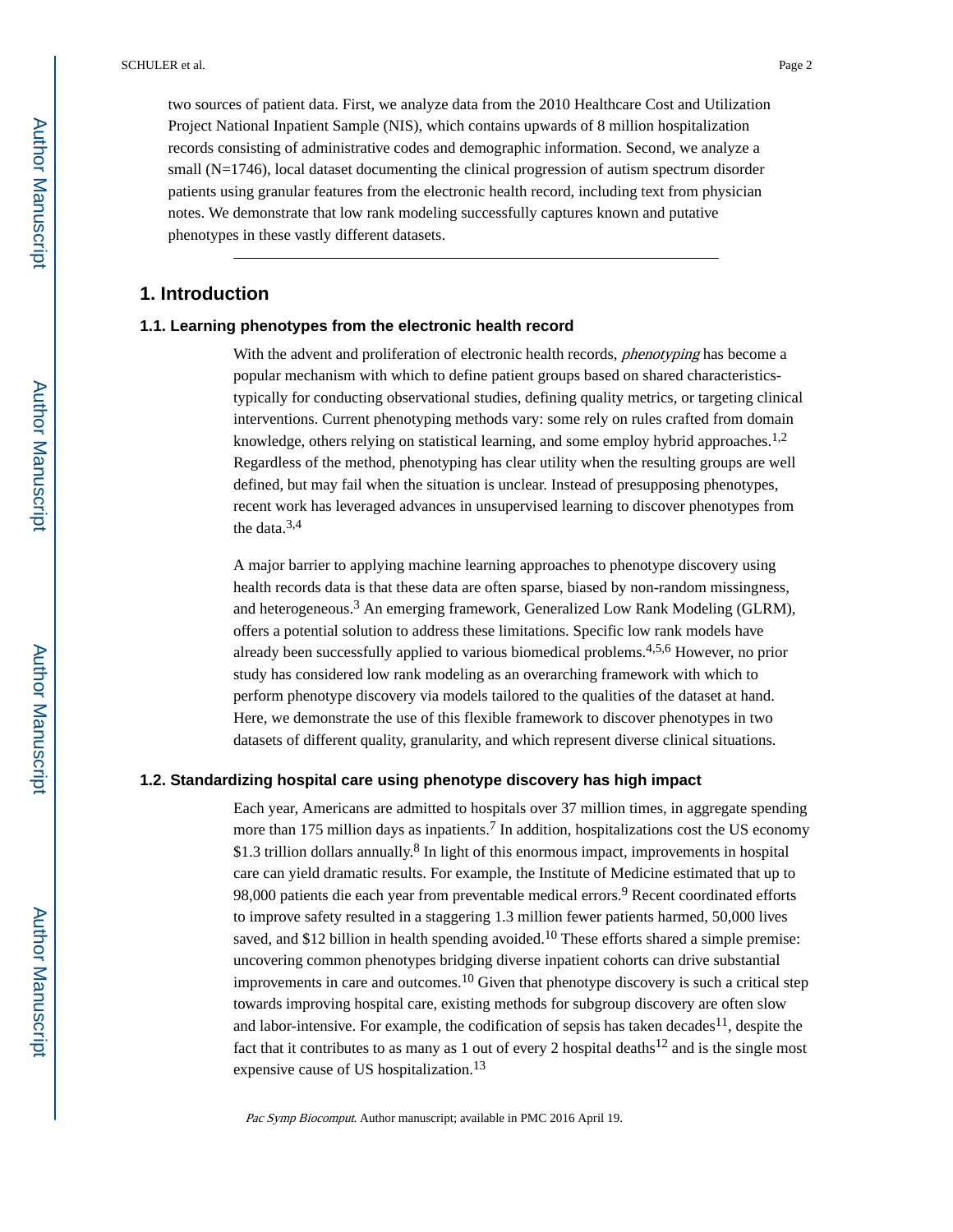two sources of patient data. First, we analyze data from the 2010 Healthcare Cost and Utilization Project National Inpatient Sample (NIS), which contains upwards of 8 million hospitalization records consisting of administrative codes and demographic information. Second, we analyze a small (N=1746), local dataset documenting the clinical progression of autism spectrum disorder patients using granular features from the electronic health record, including text from physician notes. We demonstrate that low rank modeling successfully captures known and putative phenotypes in these vastly different datasets.

---

## 1. Introduction

### 1.1. Learning phenotypes from the electronic health record

With the advent and proliferation of electronic health records, *phenotyping* has become a popular mechanism with which to define patient groups based on shared characteristics-typically for conducting observational studies, defining quality metrics, or targeting clinical interventions. Current phenotyping methods vary: some rely on rules crafted from domain knowledge, others relying on statistical learning, and some employ hybrid approaches.[1,2] Regardless of the method, phenotyping has clear utility when the resulting groups are well defined, but may fail when the situation is unclear. Instead of presupposing phenotypes, recent work has leveraged advances in unsupervised learning to discover phenotypes from the data.[3,4]

A major barrier to applying machine learning approaches to phenotype discovery using health records data is that these data are often sparse, biased by non-random missingness, and heterogeneous.[3] An emerging framework, Generalized Low Rank Modeling (GLRM), offers a potential solution to address these limitations. Specific low rank models have already been successfully applied to various biomedical problems.[4,5,6] However, no prior study has considered low rank modeling as an overarching framework with which to perform phenotype discovery via models tailored to the qualities of the dataset at hand. Here, we demonstrate the use of this flexible framework to discover phenotypes in two datasets of different quality, granularity, and which represent diverse clinical situations.

### 1.2. Standardizing hospital care using phenotype discovery has high impact

Each year, Americans are admitted to hospitals over 37 million times, in aggregate spending more than 175 million days as inpatients.[7] In addition, hospitalizations cost the US economy $1.3 trillion dollars annually.[8] In light of this enormous impact, improvements in hospital care can yield dramatic results. For example, the Institute of Medicine estimated that up to 98,000 patients die each year from preventable medical errors.[9] Recent coordinated efforts to improve safety resulted in a staggering 1.3 million fewer patients harmed, 50,000 lives saved, and $12 billion in health spending avoided.[10] These efforts shared a simple premise: uncovering common phenotypes bridging diverse inpatient cohorts can drive substantial improvements in care and outcomes.[10] Given that phenotype discovery is such a critical step towards improving hospital care, existing methods for subgroup discovery are often slow and labor-intensive. For example, the codification of sepsis has taken decades[11], despite the fact that it contributes to as many as 1 out of every 2 hospital deaths[12] and is the single most expensive cause of US hospitalization.[13]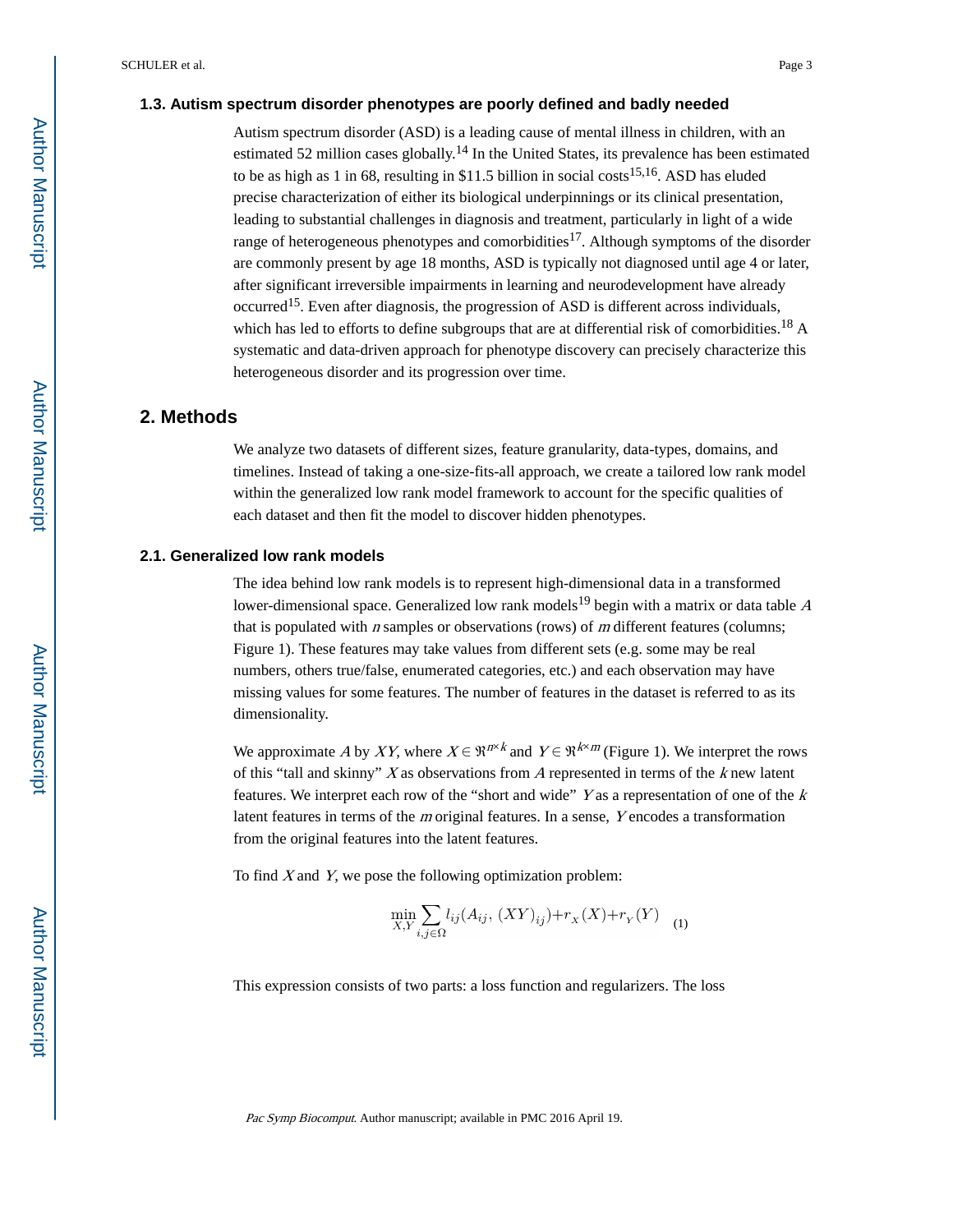### 1.3. Autism spectrum disorder phenotypes are poorly defined and badly needed

Autism spectrum disorder (ASD) is a leading cause of mental illness in children, with an estimated 52 million cases globally.[14] In the United States, its prevalence has been estimated to be as high as 1 in 68, resulting in $11.5 billion in social costs[15,16]. ASD has eluded precise characterization of either its biological underpinnings or its clinical presentation, leading to substantial challenges in diagnosis and treatment, particularly in light of a wide range of heterogeneous phenotypes and comorbidities[17]. Although symptoms of the disorder are commonly present by age 18 months, ASD is typically not diagnosed until age 4 or later, after significant irreversible impairments in learning and neurodevelopment have already occurred[15]. Even after diagnosis, the progression of ASD is different across individuals, which has led to efforts to define subgroups that are at differential risk of comorbidities.[18] A systematic and data-driven approach for phenotype discovery can precisely characterize this heterogeneous disorder and its progression over time.

## 2. Methods

We analyze two datasets of different sizes, feature granularity, data-types, domains, and timelines. Instead of taking a one-size-fits-all approach, we create a tailored low rank model within the generalized low rank model framework to account for the specific qualities of each dataset and then fit the model to discover hidden phenotypes.

### 2.1. Generalized low rank models

The idea behind low rank models is to represent high-dimensional data in a transformed lower-dimensional space. Generalized low rank models[19] begin with a matrix or data table $A$ that is populated with $n$ samples or observations (rows) of $m$ different features (columns; Figure 1). These features may take values from different sets (e.g. some may be real numbers, others true/false, enumerated categories, etc.) and each observation may have missing values for some features. The number of features in the dataset is referred to as its dimensionality.

We approximate $A$ by $XY$, where $X \in \Re^{n \times k}$ and $Y \in \Re^{k \times m}$ (Figure 1). We interpret the rows of this "tall and skinny" $X$ as observations from $A$ represented in terms of the $k$ new latent features. We interpret each row of the "short and wide" $Y$ as a representation of one of the $k$ latent features in terms of the $m$ original features. In a sense, $Y$ encodes a transformation from the original features into the latent features.

To find $X$ and $Y$, we pose the following optimization problem:

$$\min_{X,Y} \sum_{i,j \in \Omega} l_{ij}(A_{ij}, (XY)_{ij}) + r_X(X) + r_Y(Y) \quad (1)$$

This expression consists of two parts: a loss function and regularizers. The loss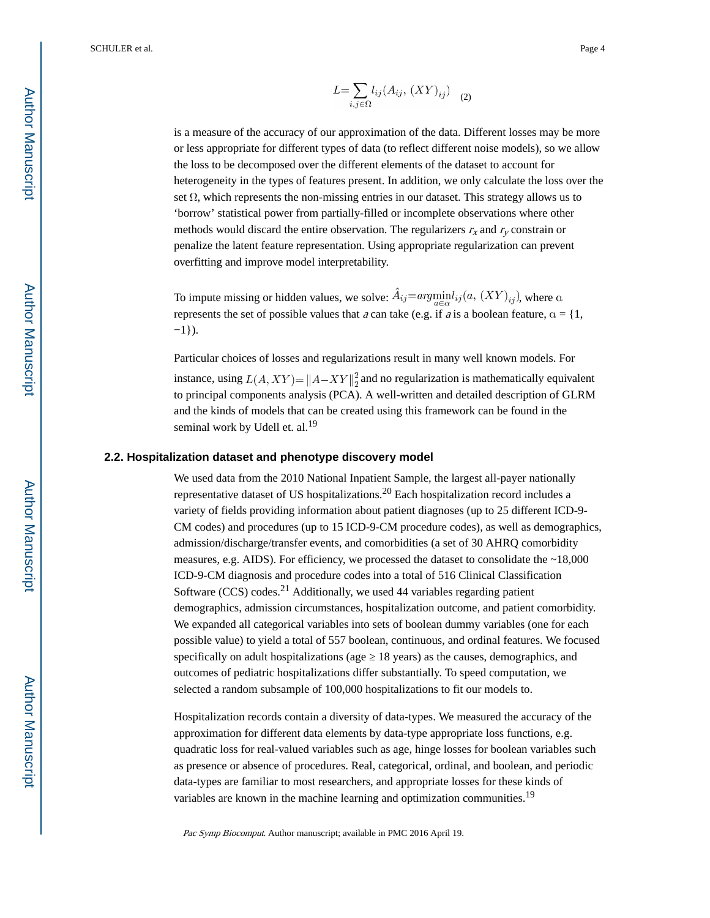$$L = \sum_{i,j \in \Omega} l_{ij}(A_{ij}, (XY)_{ij}) \quad (2)$$

is a measure of the accuracy of our approximation of the data. Different losses may be more or less appropriate for different types of data (to reflect different noise models), so we allow the loss to be decomposed over the different elements of the dataset to account for heterogeneity in the types of features present. In addition, we only calculate the loss over the set Ω, which represents the non-missing entries in our dataset. This strategy allows us to 'borrow' statistical power from partially-filled or incomplete observations where other methods would discard the entire observation. The regularizers $r_x$ and $r_y$ constrain or penalize the latent feature representation. Using appropriate regularization can prevent overfitting and improve model interpretability.

To impute missing or hidden values, we solve: $\hat{A}_{ij} = \arg\min_{a \in \alpha} l_{ij}(a, (XY)_{ij})$, where α represents the set of possible values that *a* can take (e.g. if *a* is a boolean feature, α = {1, −1}).

Particular choices of losses and regularizations result in many well known models. For instance, using $L(A, XY) = \|A - XY\|_2^2$ and no regularization is mathematically equivalent to principal components analysis (PCA). A well-written and detailed description of GLRM and the kinds of models that can be created using this framework can be found in the seminal work by Udell et. al.[19]

## 2.2. Hospitalization dataset and phenotype discovery model

We used data from the 2010 National Inpatient Sample, the largest all-payer nationally representative dataset of US hospitalizations.[20] Each hospitalization record includes a variety of fields providing information about patient diagnoses (up to 25 different ICD-9-CM codes) and procedures (up to 15 ICD-9-CM procedure codes), as well as demographics, admission/discharge/transfer events, and comorbidities (a set of 30 AHRQ comorbidity measures, e.g. AIDS). For efficiency, we processed the dataset to consolidate the ~18,000 ICD-9-CM diagnosis and procedure codes into a total of 516 Clinical Classification Software (CCS) codes.[21] Additionally, we used 44 variables regarding patient demographics, admission circumstances, hospitalization outcome, and patient comorbidity. We expanded all categorical variables into sets of boolean dummy variables (one for each possible value) to yield a total of 557 boolean, continuous, and ordinal features. We focused specifically on adult hospitalizations (age ≥ 18 years) as the causes, demographics, and outcomes of pediatric hospitalizations differ substantially. To speed computation, we selected a random subsample of 100,000 hospitalizations to fit our models to.

Hospitalization records contain a diversity of data-types. We measured the accuracy of the approximation for different data elements by data-type appropriate loss functions, e.g. quadratic loss for real-valued variables such as age, hinge losses for boolean variables such as presence or absence of procedures. Real, categorical, ordinal, and boolean, and periodic data-types are familiar to most researchers, and appropriate losses for these kinds of variables are known in the machine learning and optimization communities.[19]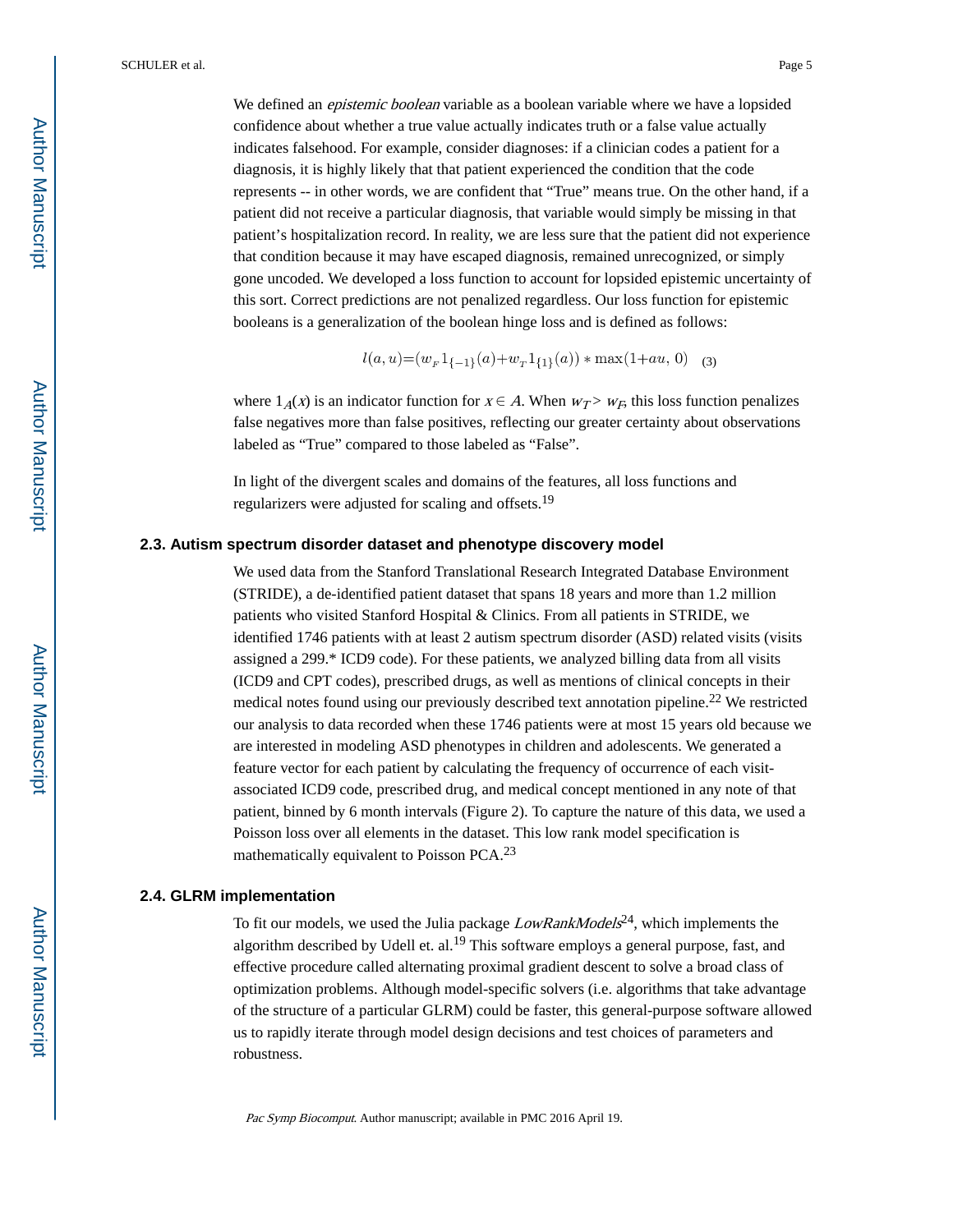We defined an *epistemic boolean* variable as a boolean variable where we have a lopsided confidence about whether a true value actually indicates truth or a false value actually indicates falsehood. For example, consider diagnoses: if a clinician codes a patient for a diagnosis, it is highly likely that that patient experienced the condition that the code represents -- in other words, we are confident that "True" means true. On the other hand, if a patient did not receive a particular diagnosis, that variable would simply be missing in that patient's hospitalization record. In reality, we are less sure that the patient did not experience that condition because it may have escaped diagnosis, remained unrecognized, or simply gone uncoded. We developed a loss function to account for lopsided epistemic uncertainty of this sort. Correct predictions are not penalized regardless. Our loss function for epistemic booleans is a generalization of the boolean hinge loss and is defined as follows:

$$l(a,u) = (w_F 1_{\{-1\}}(a) + w_T 1_{\{1\}}(a)) * \max(1 + au, 0) \quad (3)$$

where $1_A(x)$ is an indicator function for $x \in A$. When $w_T > w_F$, this loss function penalizes false negatives more than false positives, reflecting our greater certainty about observations labeled as "True" compared to those labeled as "False".

In light of the divergent scales and domains of the features, all loss functions and regularizers were adjusted for scaling and offsets.[19]

### 2.3. Autism spectrum disorder dataset and phenotype discovery model

We used data from the Stanford Translational Research Integrated Database Environment (STRIDE), a de-identified patient dataset that spans 18 years and more than 1.2 million patients who visited Stanford Hospital & Clinics. From all patients in STRIDE, we identified 1746 patients with at least 2 autism spectrum disorder (ASD) related visits (visits assigned a 299.* ICD9 code). For these patients, we analyzed billing data from all visits (ICD9 and CPT codes), prescribed drugs, as well as mentions of clinical concepts in their medical notes found using our previously described text annotation pipeline.[22] We restricted our analysis to data recorded when these 1746 patients were at most 15 years old because we are interested in modeling ASD phenotypes in children and adolescents. We generated a feature vector for each patient by calculating the frequency of occurrence of each visit-associated ICD9 code, prescribed drug, and medical concept mentioned in any note of that patient, binned by 6 month intervals (Figure 2). To capture the nature of this data, we used a Poisson loss over all elements in the dataset. This low rank model specification is mathematically equivalent to Poisson PCA.[23]

### 2.4. GLRM implementation

To fit our models, we used the Julia package *LowRankModels*[24], which implements the algorithm described by Udell et. al.[19] This software employs a general purpose, fast, and effective procedure called alternating proximal gradient descent to solve a broad class of optimization problems. Although model-specific solvers (i.e. algorithms that take advantage of the structure of a particular GLRM) could be faster, this general-purpose software allowed us to rapidly iterate through model design decisions and test choices of parameters and robustness.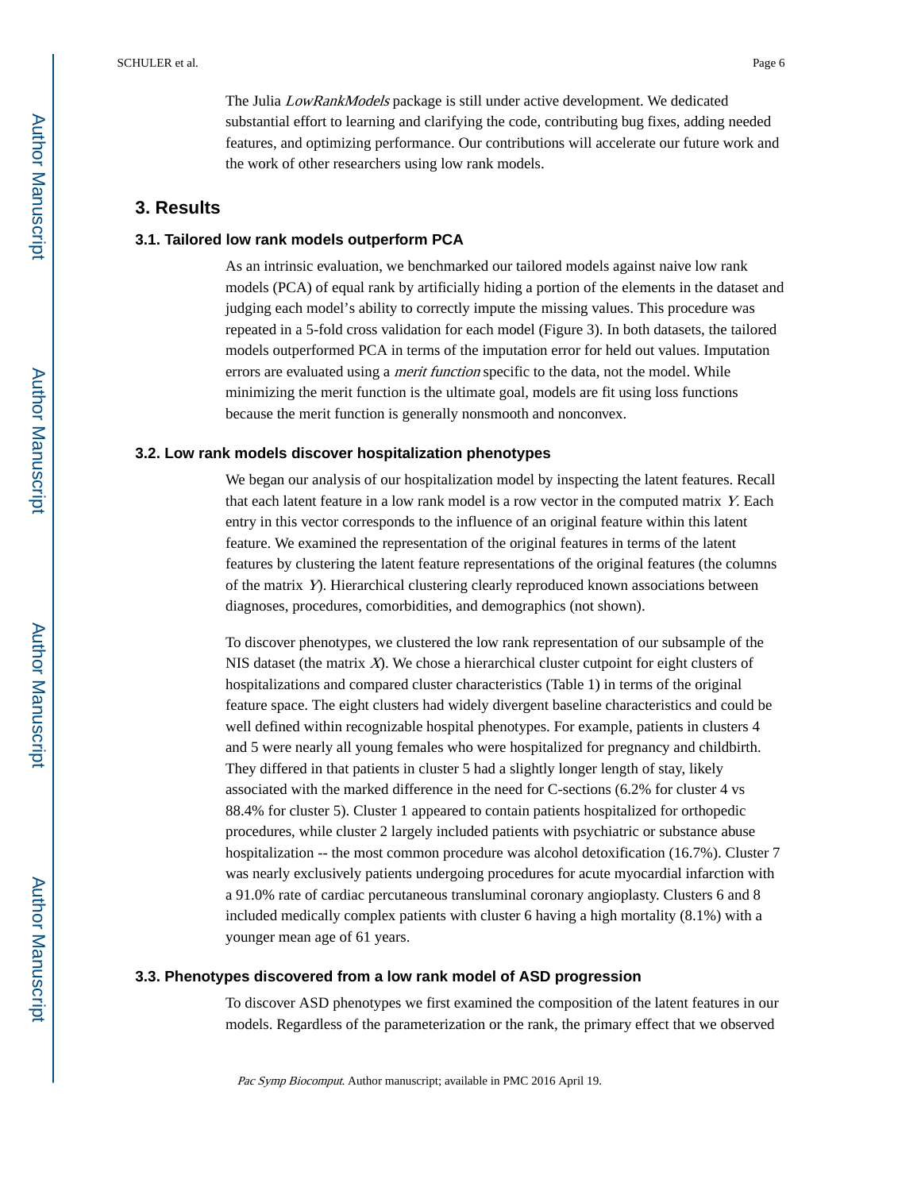The Julia *LowRankModels* package is still under active development. We dedicated substantial effort to learning and clarifying the code, contributing bug fixes, adding needed features, and optimizing performance. Our contributions will accelerate our future work and the work of other researchers using low rank models.

## 3. Results

### 3.1. Tailored low rank models outperform PCA

As an intrinsic evaluation, we benchmarked our tailored models against naive low rank models (PCA) of equal rank by artificially hiding a portion of the elements in the dataset and judging each model's ability to correctly impute the missing values. This procedure was repeated in a 5-fold cross validation for each model (Figure 3). In both datasets, the tailored models outperformed PCA in terms of the imputation error for held out values. Imputation errors are evaluated using a *merit function* specific to the data, not the model. While minimizing the merit function is the ultimate goal, models are fit using loss functions because the merit function is generally nonsmooth and nonconvex.

### 3.2. Low rank models discover hospitalization phenotypes

We began our analysis of our hospitalization model by inspecting the latent features. Recall that each latent feature in a low rank model is a row vector in the computed matrix $Y$. Each entry in this vector corresponds to the influence of an original feature within this latent feature. We examined the representation of the original features in terms of the latent features by clustering the latent feature representations of the original features (the columns of the matrix $Y$). Hierarchical clustering clearly reproduced known associations between diagnoses, procedures, comorbidities, and demographics (not shown).

To discover phenotypes, we clustered the low rank representation of our subsample of the NIS dataset (the matrix $X$). We chose a hierarchical cluster cutpoint for eight clusters of hospitalizations and compared cluster characteristics (Table 1) in terms of the original feature space. The eight clusters had widely divergent baseline characteristics and could be well defined within recognizable hospital phenotypes. For example, patients in clusters 4 and 5 were nearly all young females who were hospitalized for pregnancy and childbirth. They differed in that patients in cluster 5 had a slightly longer length of stay, likely associated with the marked difference in the need for C-sections (6.2% for cluster 4 vs 88.4% for cluster 5). Cluster 1 appeared to contain patients hospitalized for orthopedic procedures, while cluster 2 largely included patients with psychiatric or substance abuse hospitalization -- the most common procedure was alcohol detoxification (16.7%). Cluster 7 was nearly exclusively patients undergoing procedures for acute myocardial infarction with a 91.0% rate of cardiac percutaneous transluminal coronary angioplasty. Clusters 6 and 8 included medically complex patients with cluster 6 having a high mortality (8.1%) with a younger mean age of 61 years.

### 3.3. Phenotypes discovered from a low rank model of ASD progression

To discover ASD phenotypes we first examined the composition of the latent features in our models. Regardless of the parameterization or the rank, the primary effect that we observed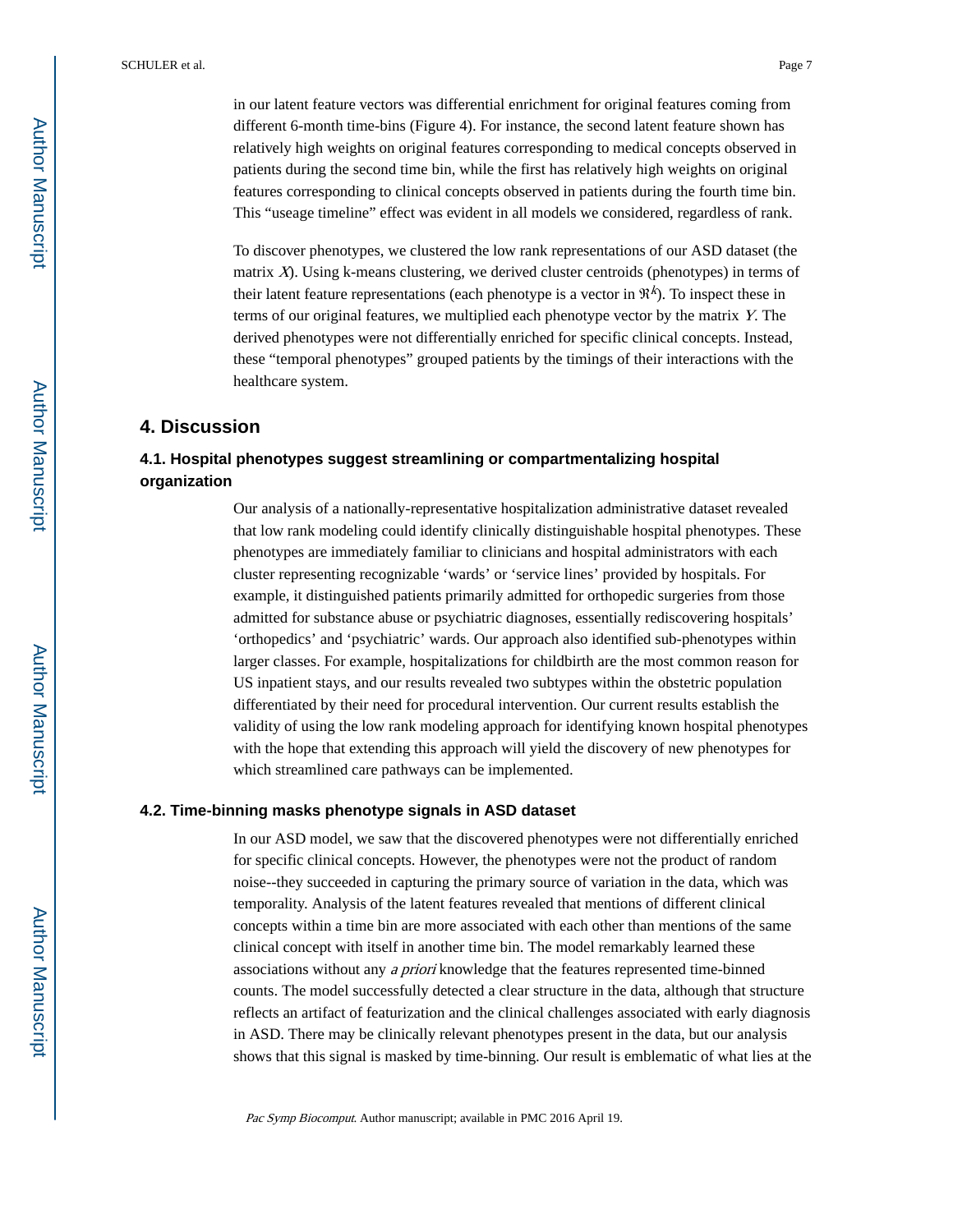in our latent feature vectors was differential enrichment for original features coming from different 6-month time-bins (Figure 4). For instance, the second latent feature shown has relatively high weights on original features corresponding to medical concepts observed in patients during the second time bin, while the first has relatively high weights on original features corresponding to clinical concepts observed in patients during the fourth time bin. This "useage timeline" effect was evident in all models we considered, regardless of rank.

To discover phenotypes, we clustered the low rank representations of our ASD dataset (the matrix $X$). Using k-means clustering, we derived cluster centroids (phenotypes) in terms of their latent feature representations (each phenotype is a vector in $\Re^k$). To inspect these in terms of our original features, we multiplied each phenotype vector by the matrix $Y$. The derived phenotypes were not differentially enriched for specific clinical concepts. Instead, these "temporal phenotypes" grouped patients by the timings of their interactions with the healthcare system.

## 4. Discussion

### 4.1. Hospital phenotypes suggest streamlining or compartmentalizing hospital organization

Our analysis of a nationally-representative hospitalization administrative dataset revealed that low rank modeling could identify clinically distinguishable hospital phenotypes. These phenotypes are immediately familiar to clinicians and hospital administrators with each cluster representing recognizable 'wards' or 'service lines' provided by hospitals. For example, it distinguished patients primarily admitted for orthopedic surgeries from those admitted for substance abuse or psychiatric diagnoses, essentially rediscovering hospitals' 'orthopedics' and 'psychiatric' wards. Our approach also identified sub-phenotypes within larger classes. For example, hospitalizations for childbirth are the most common reason for US inpatient stays, and our results revealed two subtypes within the obstetric population differentiated by their need for procedural intervention. Our current results establish the validity of using the low rank modeling approach for identifying known hospital phenotypes with the hope that extending this approach will yield the discovery of new phenotypes for which streamlined care pathways can be implemented.

### 4.2. Time-binning masks phenotype signals in ASD dataset

In our ASD model, we saw that the discovered phenotypes were not differentially enriched for specific clinical concepts. However, the phenotypes were not the product of random noise--they succeeded in capturing the primary source of variation in the data, which was temporality. Analysis of the latent features revealed that mentions of different clinical concepts within a time bin are more associated with each other than mentions of the same clinical concept with itself in another time bin. The model remarkably learned these associations without any *a priori* knowledge that the features represented time-binned counts. The model successfully detected a clear structure in the data, although that structure reflects an artifact of featurization and the clinical challenges associated with early diagnosis in ASD. There may be clinically relevant phenotypes present in the data, but our analysis shows that this signal is masked by time-binning. Our result is emblematic of what lies at the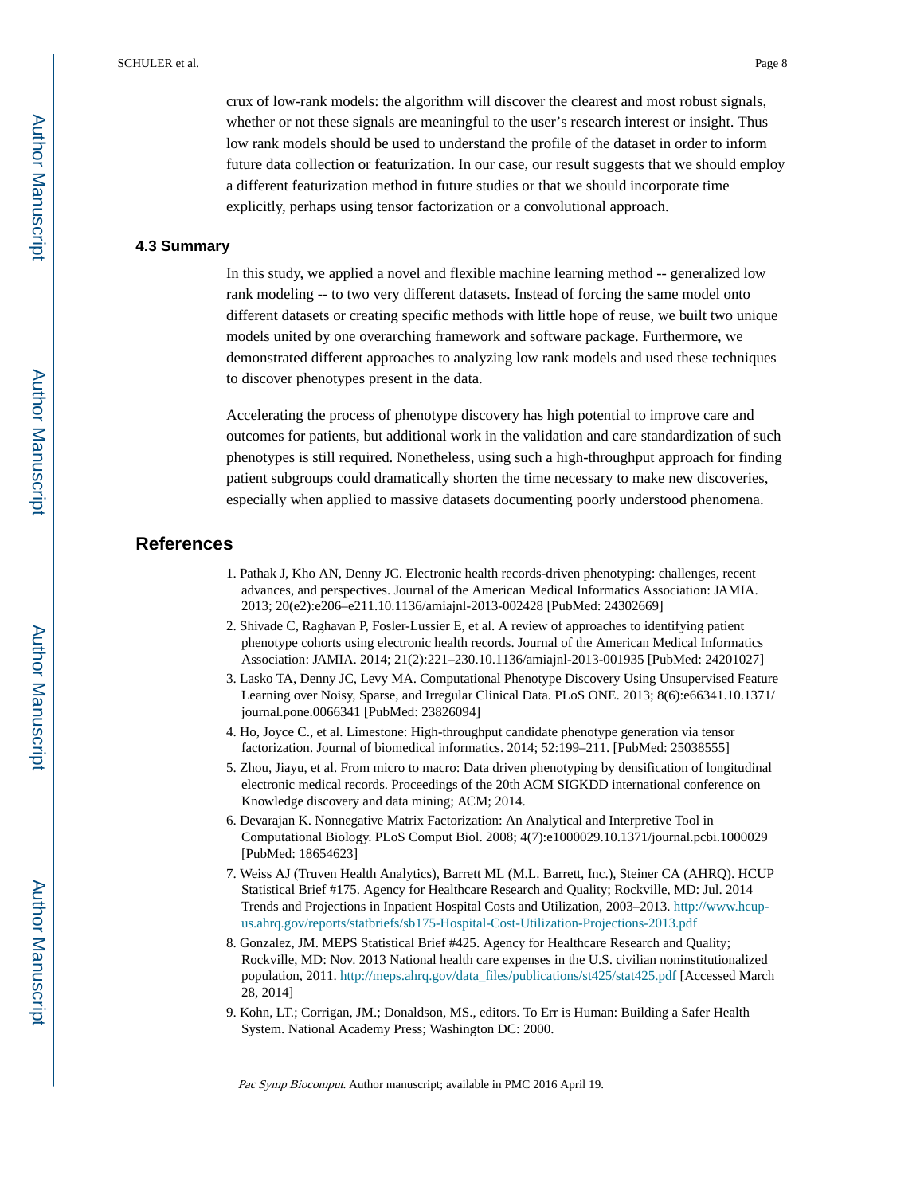crux of low-rank models: the algorithm will discover the clearest and most robust signals, whether or not these signals are meaningful to the user's research interest or insight. Thus low rank models should be used to understand the profile of the dataset in order to inform future data collection or featurization. In our case, our result suggests that we should employ a different featurization method in future studies or that we should incorporate time explicitly, perhaps using tensor factorization or a convolutional approach.

### 4.3 Summary

In this study, we applied a novel and flexible machine learning method -- generalized low rank modeling -- to two very different datasets. Instead of forcing the same model onto different datasets or creating specific methods with little hope of reuse, we built two unique models united by one overarching framework and software package. Furthermore, we demonstrated different approaches to analyzing low rank models and used these techniques to discover phenotypes present in the data.

Accelerating the process of phenotype discovery has high potential to improve care and outcomes for patients, but additional work in the validation and care standardization of such phenotypes is still required. Nonetheless, using such a high-throughput approach for finding patient subgroups could dramatically shorten the time necessary to make new discoveries, especially when applied to massive datasets documenting poorly understood phenomena.

## References

1. Pathak J, Kho AN, Denny JC. Electronic health records-driven phenotyping: challenges, recent advances, and perspectives. Journal of the American Medical Informatics Association: JAMIA. 2013; 20(e2):e206–e211.10.1136/amiajnl-2013-002428 [PubMed: 24302669]
2. Shivade C, Raghavan P, Fosler-Lussier E, et al. A review of approaches to identifying patient phenotype cohorts using electronic health records. Journal of the American Medical Informatics Association: JAMIA. 2014; 21(2):221–230.10.1136/amiajnl-2013-001935 [PubMed: 24201027]
3. Lasko TA, Denny JC, Levy MA. Computational Phenotype Discovery Using Unsupervised Feature Learning over Noisy, Sparse, and Irregular Clinical Data. PLoS ONE. 2013; 8(6):e66341.10.1371/journal.pone.0066341 [PubMed: 23826094]
4. Ho, Joyce C., et al. Limestone: High-throughput candidate phenotype generation via tensor factorization. Journal of biomedical informatics. 2014; 52:199–211. [PubMed: 25038555]
5. Zhou, Jiayu, et al. From micro to macro: Data driven phenotyping by densification of longitudinal electronic medical records. Proceedings of the 20th ACM SIGKDD international conference on Knowledge discovery and data mining; ACM; 2014.
6. Devarajan K. Nonnegative Matrix Factorization: An Analytical and Interpretive Tool in Computational Biology. PLoS Comput Biol. 2008; 4(7):e1000029.10.1371/journal.pcbi.1000029 [PubMed: 18654623]
7. Weiss AJ (Truven Health Analytics), Barrett ML (M.L. Barrett, Inc.), Steiner CA (AHRQ). HCUP Statistical Brief #175. Agency for Healthcare Research and Quality; Rockville, MD: Jul. 2014 Trends and Projections in Inpatient Hospital Costs and Utilization, 2003–2013. http://www.hcup-us.ahrq.gov/reports/statbriefs/sb175-Hospital-Cost-Utilization-Projections-2013.pdf
8. Gonzalez, JM. MEPS Statistical Brief #425. Agency for Healthcare Research and Quality; Rockville, MD: Nov. 2013 National health care expenses in the U.S. civilian noninstitutionalized population, 2011. http://meps.ahrq.gov/data_files/publications/st425/stat425.pdf [Accessed March 28, 2014]
9. Kohn, LT.; Corrigan, JM.; Donaldson, MS., editors. To Err is Human: Building a Safer Health System. National Academy Press; Washington DC: 2000.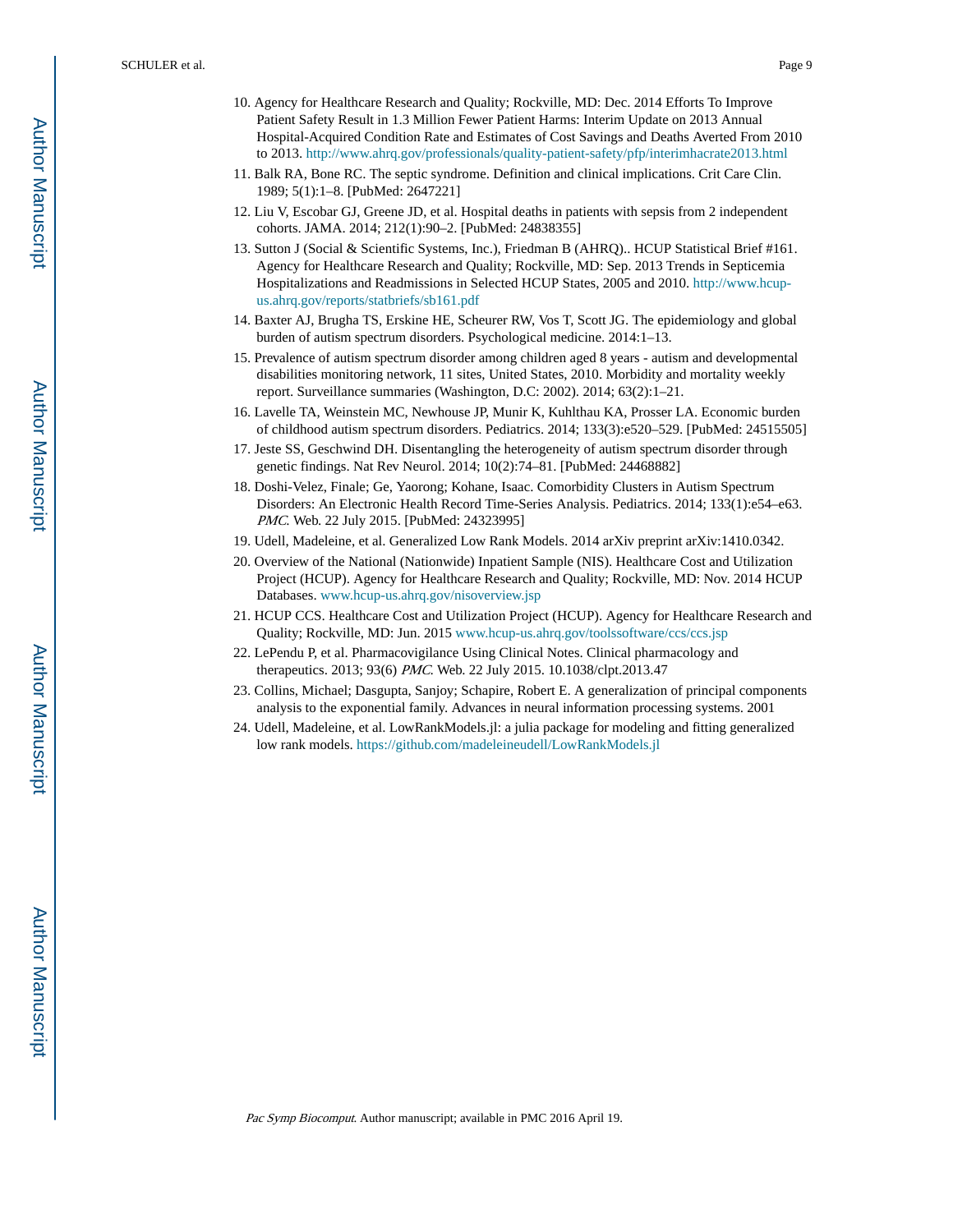10. Agency for Healthcare Research and Quality; Rockville, MD: Dec. 2014 Efforts To Improve Patient Safety Result in 1.3 Million Fewer Patient Harms: Interim Update on 2013 Annual Hospital-Acquired Condition Rate and Estimates of Cost Savings and Deaths Averted From 2010 to 2013. http://www.ahrq.gov/professionals/quality-patient-safety/pfp/interimhacrate2013.html
11. Balk RA, Bone RC. The septic syndrome. Definition and clinical implications. Crit Care Clin. 1989; 5(1):1–8. [PubMed: 2647221]
12. Liu V, Escobar GJ, Greene JD, et al. Hospital deaths in patients with sepsis from 2 independent cohorts. JAMA. 2014; 212(1):90–2. [PubMed: 24838355]
13. Sutton J (Social & Scientific Systems, Inc.), Friedman B (AHRQ).. HCUP Statistical Brief #161. Agency for Healthcare Research and Quality; Rockville, MD: Sep. 2013 Trends in Septicemia Hospitalizations and Readmissions in Selected HCUP States, 2005 and 2010. http://www.hcup-us.ahrq.gov/reports/statbriefs/sb161.pdf
14. Baxter AJ, Brugha TS, Erskine HE, Scheurer RW, Vos T, Scott JG. The epidemiology and global burden of autism spectrum disorders. Psychological medicine. 2014:1–13.
15. Prevalence of autism spectrum disorder among children aged 8 years - autism and developmental disabilities monitoring network, 11 sites, United States, 2010. Morbidity and mortality weekly report. Surveillance summaries (Washington, D.C: 2002). 2014; 63(2):1–21.
16. Lavelle TA, Weinstein MC, Newhouse JP, Munir K, Kuhlthau KA, Prosser LA. Economic burden of childhood autism spectrum disorders. Pediatrics. 2014; 133(3):e520–529. [PubMed: 24515505]
17. Jeste SS, Geschwind DH. Disentangling the heterogeneity of autism spectrum disorder through genetic findings. Nat Rev Neurol. 2014; 10(2):74–81. [PubMed: 24468882]
18. Doshi-Velez, Finale; Ge, Yaorong; Kohane, Isaac. Comorbidity Clusters in Autism Spectrum Disorders: An Electronic Health Record Time-Series Analysis. Pediatrics. 2014; 133(1):e54–e63. *PMC*. Web. 22 July 2015. [PubMed: 24323995]
19. Udell, Madeleine, et al. Generalized Low Rank Models. 2014 arXiv preprint arXiv:1410.0342.
20. Overview of the National (Nationwide) Inpatient Sample (NIS). Healthcare Cost and Utilization Project (HCUP). Agency for Healthcare Research and Quality; Rockville, MD: Nov. 2014 HCUP Databases. www.hcup-us.ahrq.gov/nisoverview.jsp
21. HCUP CCS. Healthcare Cost and Utilization Project (HCUP). Agency for Healthcare Research and Quality; Rockville, MD: Jun. 2015 www.hcup-us.ahrq.gov/toolssoftware/ccs/ccs.jsp
22. LePendu P, et al. Pharmacovigilance Using Clinical Notes. Clinical pharmacology and therapeutics. 2013; 93(6) *PMC*. Web. 22 July 2015. 10.1038/clpt.2013.47
23. Collins, Michael; Dasgupta, Sanjoy; Schapire, Robert E. A generalization of principal components analysis to the exponential family. Advances in neural information processing systems. 2001
24. Udell, Madeleine, et al. LowRankModels.jl: a julia package for modeling and fitting generalized low rank models. https://github.com/madeleineudell/LowRankModels.jl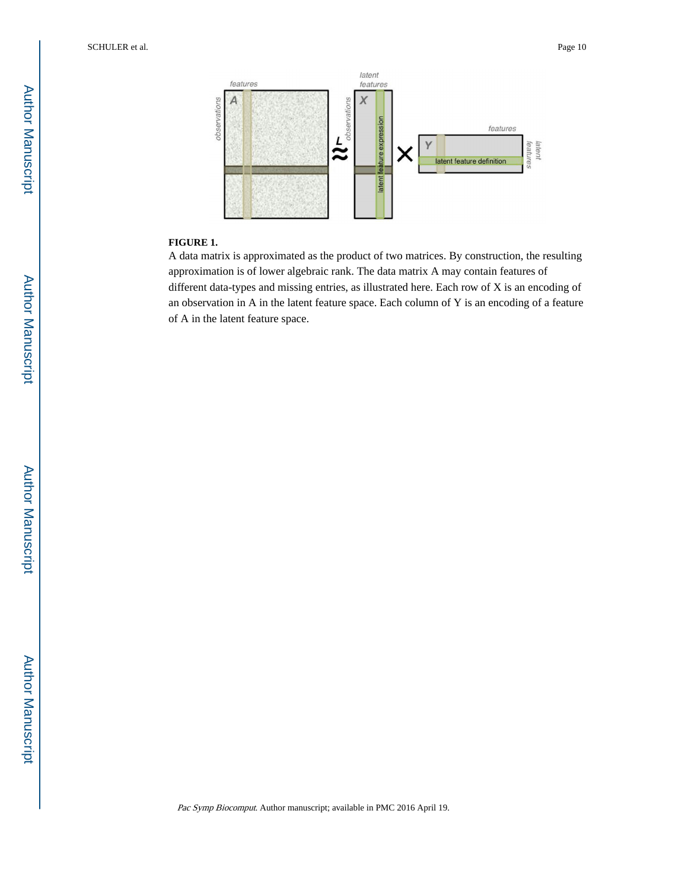**FIGURE 1.**

A data matrix is approximated as the product of two matrices. By construction, the resulting approximation is of lower algebraic rank. The data matrix A may contain features of different data-types and missing entries, as illustrated here. Each row of X is an encoding of an observation in A in the latent feature space. Each column of Y is an encoding of a feature of A in the latent feature space.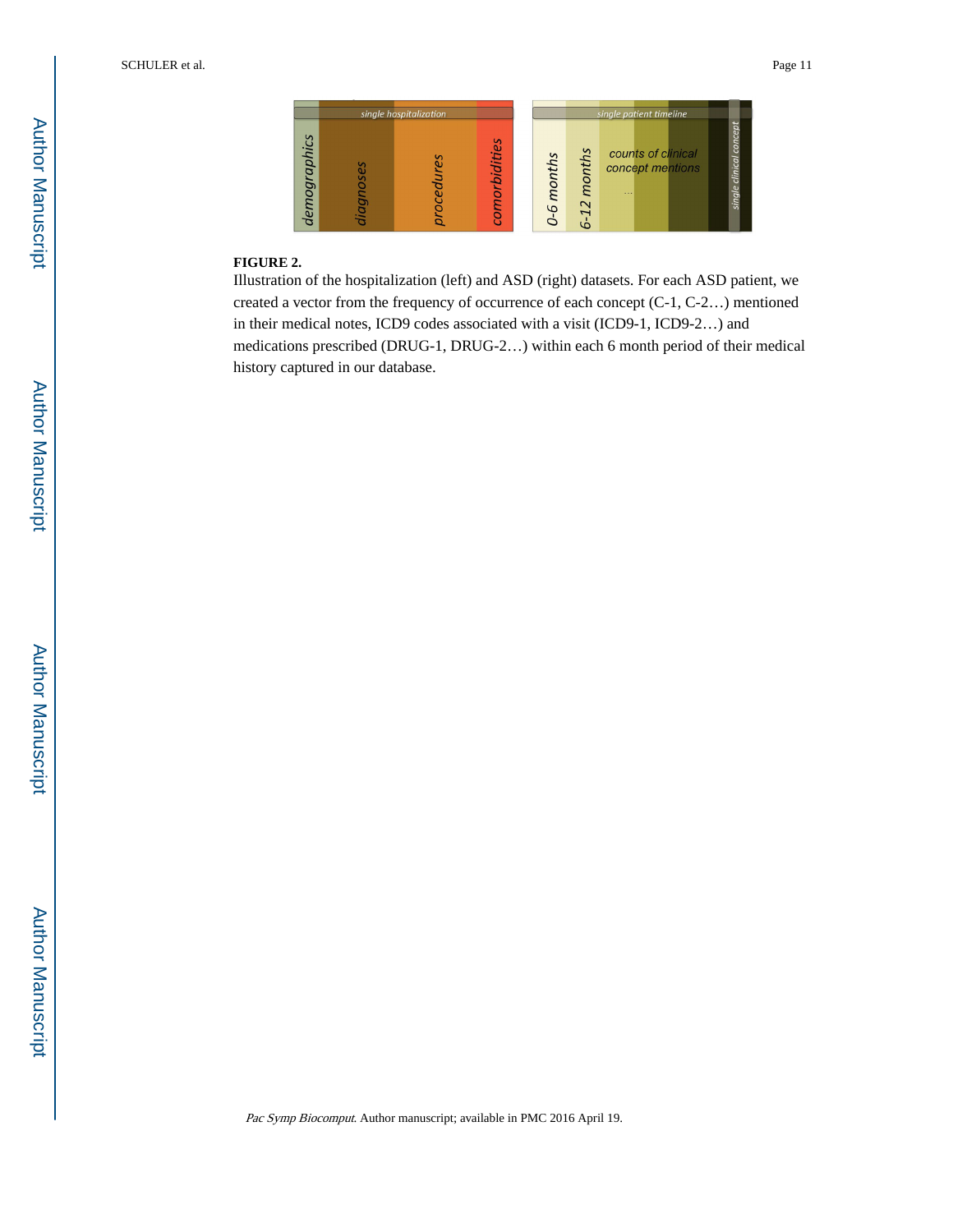**FIGURE 2.**

Illustration of the hospitalization (left) and ASD (right) datasets. For each ASD patient, we created a vector from the frequency of occurrence of each concept (C-1, C-2…) mentioned in their medical notes, ICD9 codes associated with a visit (ICD9-1, ICD9-2…) and medications prescribed (DRUG-1, DRUG-2…) within each 6 month period of their medical history captured in our database.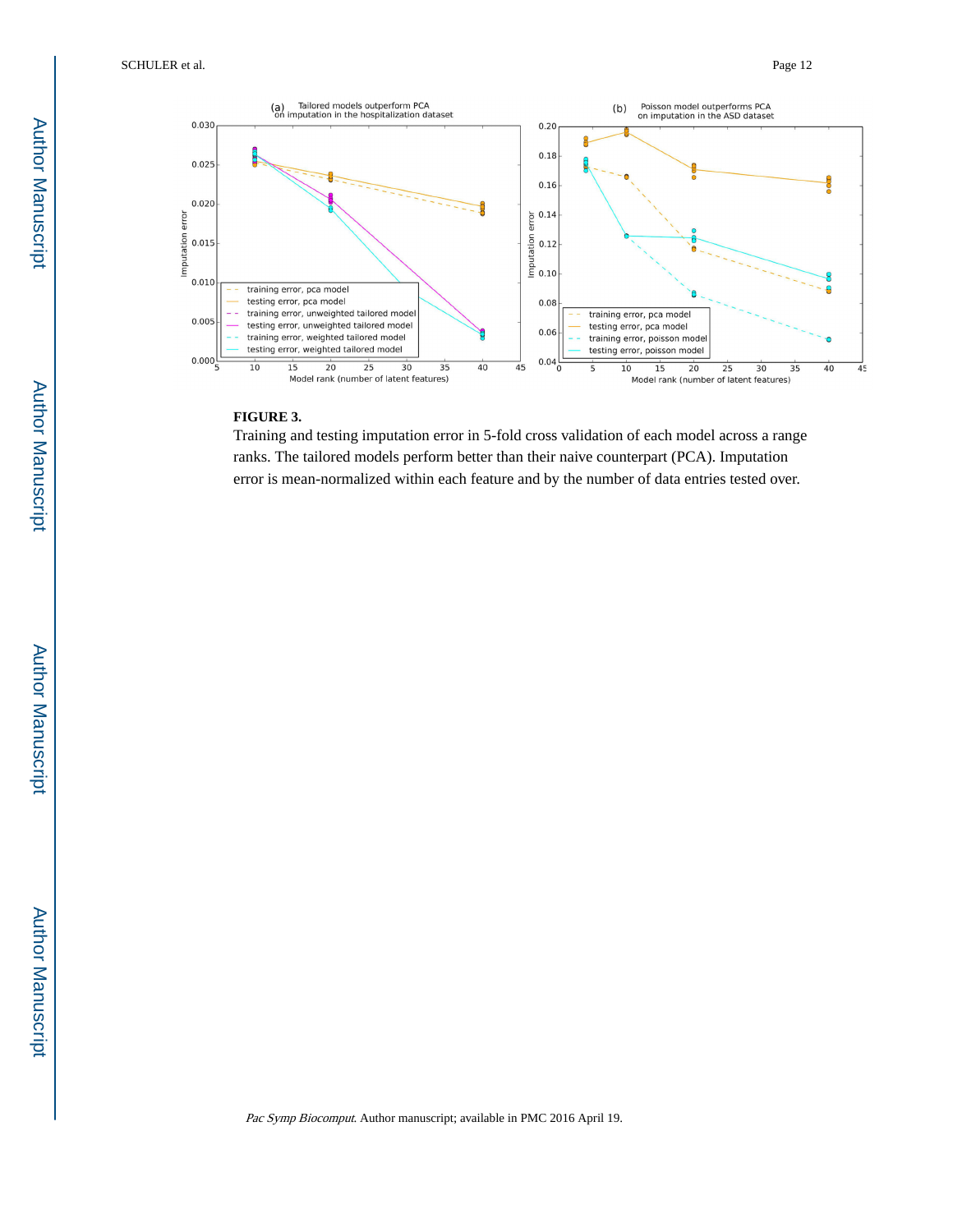**FIGURE 3.**

Training and testing imputation error in 5-fold cross validation of each model across a range ranks. The tailored models perform better than their naive counterpart (PCA). Imputation error is mean-normalized within each feature and by the number of data entries tested over.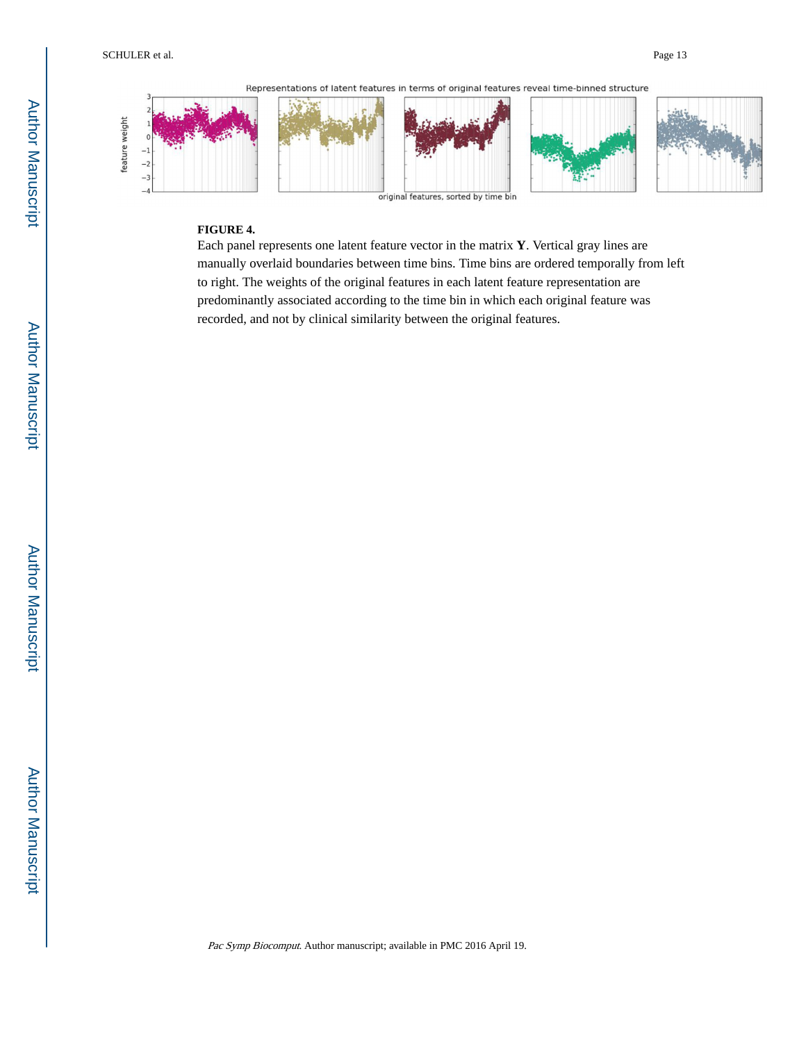**FIGURE 4.**

Each panel represents one latent feature vector in the matrix **Y**. Vertical gray lines are manually overlaid boundaries between time bins. Time bins are ordered temporally from left to right. The weights of the original features in each latent feature representation are predominantly associated according to the time bin in which each original feature was recorded, and not by clinical similarity between the original features.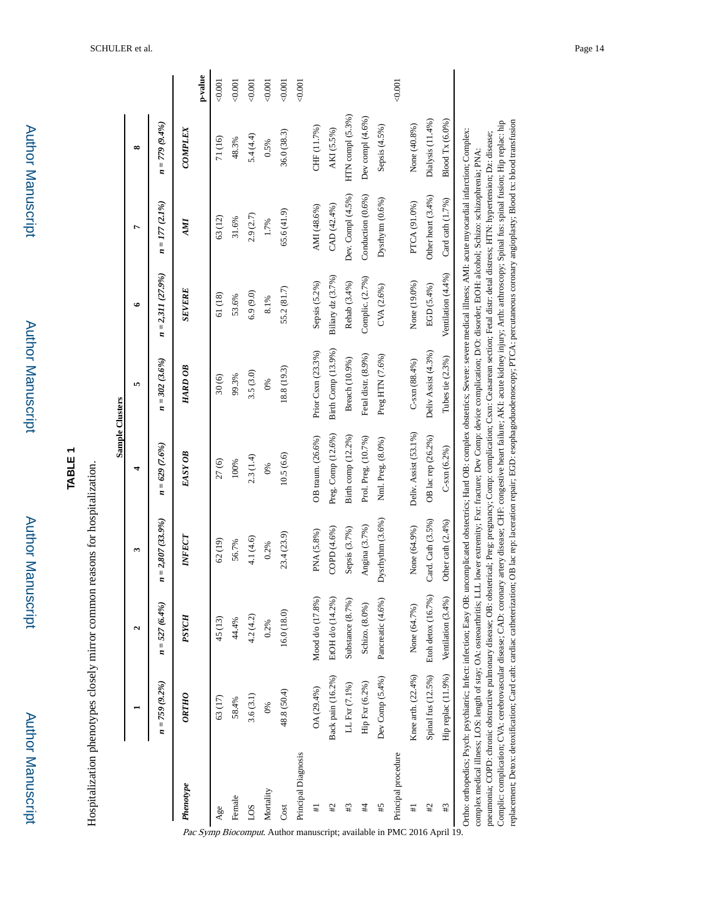**TABLE 1**

Hospitalization phenotypes closely mirror common reasons for hospitalization.

| | Sample Clusters | | | | | | | | |
|---|---|---|---|---|---|---|---|---|---|
| | 1 | 2 | 3 | 4 | 5 | 6 | 7 | 8 | |
| | *n = 759 (9.2%)* | *n = 527 (6.4%)* | *n = 2,807 (33.9%)* | *n = 629 (7.6%)* | *n = 302 (3.6%)* | *n = 2,311 (27.9%)* | *n = 177 (2.1%)* | *n = 779 (9.4%)* | |
| ***Phenotype*** | ***ORTHO*** | ***PSYCH*** | ***INFECT*** | ***EASY OB*** | ***HARD OB*** | ***SEVERE*** | ***AMI*** | ***COMPLEX*** | **p-value** |
| Age | 63 (17) | 45 (13) | 62 (19) | 27 (6) | 30 (6) | 61 (18) | 63 (12) | 71 (16) | <0.001 |
| Female | 58.4% | 44.4% | 56.7% | 100% | 99.3% | 53.6% | 31.6% | 48.3% | <0.001 |
| LOS | 3.6 (3.1) | 4.2 (4.2) | 4.1 (4.6) | 2.3 (1.4) | 3.5 (3.0) | 6.9 (9.0) | 2.9 (2.7) | 5.4 (4.4) | <0.001 |
| Mortality | 0% | 0.2% | 0.2% | 0% | 0% | 8.1% | 1.7% | 0.5% | <0.001 |
| Cost | 48.8 (50.4) | 16.0 (18.0) | 23.4 (23.9) | 10.5 (6.6) | 18.8 (19.3) | 55.2 (81.7) | 65.6 (41.9) | 36.0 (38.3) | <0.001 |
| Principal Diagnosis | | | | | | | | | <0.001 |
| #1 | OA (29.4%) | Mood d/o (17.8%) | PNA (5.8%) | OB traum. (26.6%) | Prior Csxn (23.3%) | Sepsis (5.2%) | AMI (48.6%) | CHF (11.7%) | |
| #2 | Back pain (16.2%) | EtOH d/o (14.2%) | COPD (4.6%) | Preg. Comp (12.6%) | Birth Comp (13.9%) | Biliary dz (3.7%) | CAD (42.4%) | AKI (5.5%) | |
| #3 | LL Fxr (7.1%) | Substance (8.7%) | Sepsis (3.7%) | Birth comp (12.2%) | Breach (10.9%) | Rehab (3.4%) | Dev. Compl (4.5%) | HTN compl (5.3%) | |
| #4 | Hip Fxr (6.2%) | Schizo. (8.0%) | Angina (3.7%) | Prol. Preg. (10.7%) | Fetal distr. (8.9%) | Complic. (2.7%) | Conduction (0.6%) | Dev compl (4.6%) | |
| #5 | Dev Comp (5.4%) | Pancreatic (4.6%) | Dysrhythm (3.6%) | Nml. Preg. (8.0%) | Preg HTN (7.6%) | CVA (2.6%) | Dysrhytm (0.6%) | Sepsis (4.5%) | |
| Principal procedure | | | | | | | | | <0.001 |
| #1 | Knee arth. (22.4%) | None (64.7%) | None (64.9%) | Deliv. Assist (53.1%) | C-sxn (88.4%) | None (19.0%) | PTCA (91.0%) | None (40.8%) | |
| #2 | Spinal fus (12.5%) | Etoh detox (16.7%) | Card. Cath (3.5%) | OB lac rep (26.2%) | Deliv Assist (4.3%) | EGD (5.4%) | Other heart (3.4%) | Dialysis (11.4%) | |
| #3 | Hip replac (11.9%) | Ventilation (3.4%) | Other cath (2.4%) | C-sxn (6.2%) | Tubes tie (2.3%) | Ventilation (4.4%) | Card cath (1.7%) | Blood Tx (6.0%) | |

Ortho: orthopedics; Psych: psychiatric; Infect: infection; Easy OB: uncomplicated obstetrics; Hard OB: complex obstetrics; Severe: severe medical illness; AMI: acute myocardial infarction; Complex: complex medical illness; LOS: length of stay; OA: osteoarthritis; LL: lower extremity; Fxr: fracture; Dev Comp: device complication; D/O: disorder; EtOH: alcohol; Schizo: schizophrenia; PNA: pneumonia; COPD: chronic obstructive pulmonary disease; OB: obstetrical; Preg: pregnancy; Comp: complication; Csxn: Ceasarean section; Fetal distr: fetal distress; HTN: hypertension; Dz: disease; Complic: complication; CVA: cerebrovascular disease; CAD: coronary artery disease; CHF: congestive heart failure; AKI: acute kidney injury; Arth: arthroscopy; Spinal fus: spinal fusion; Hip replac: hip replacement; Detox: detoxification; Card cath: cardiac catheterization; OB lac rep: laceration repair; EGD: esophagoduodenoscopy; PTCA: percutaneous coronary angioplasty; Blood tx: blood transfusion